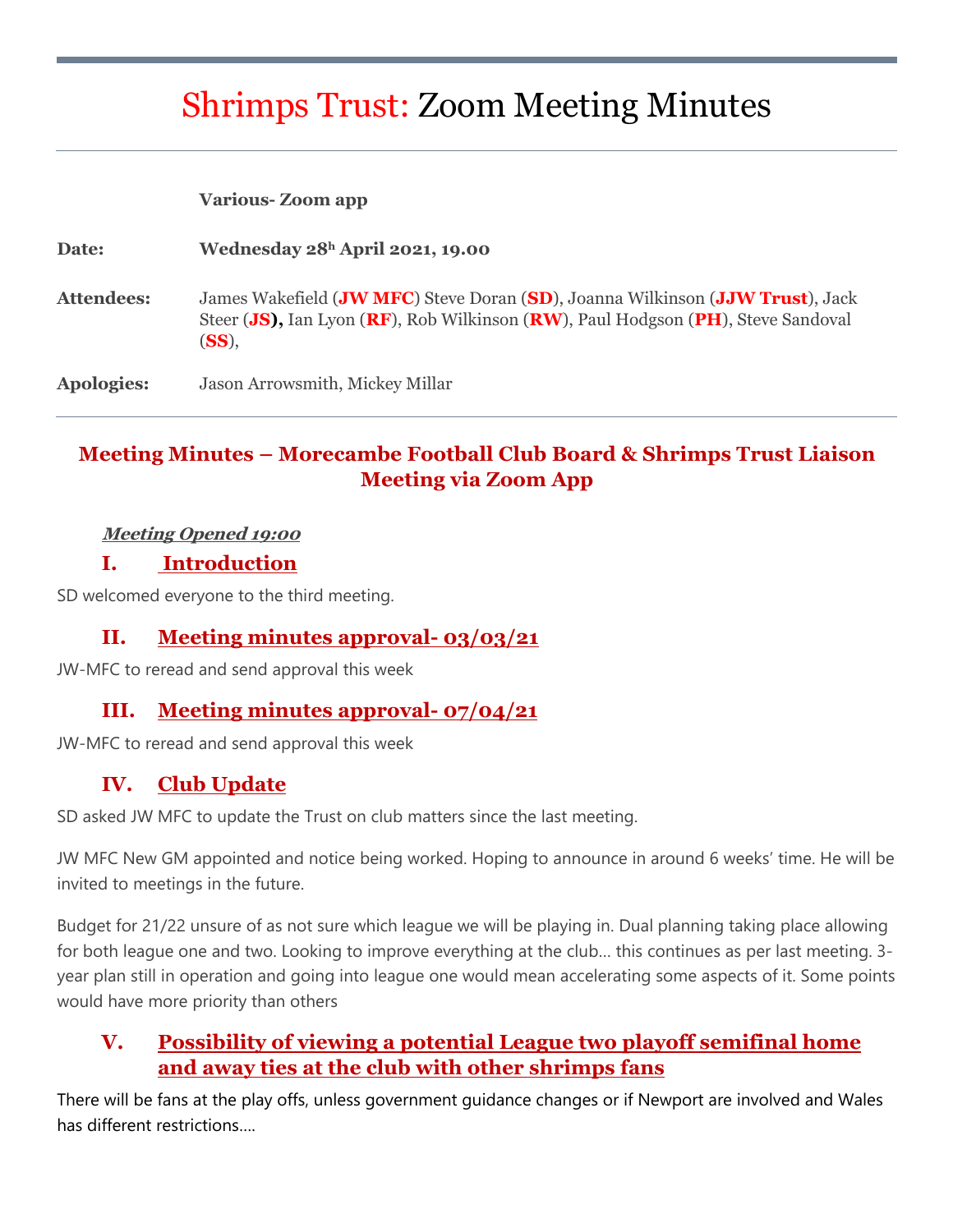# Shrimps Trust: Zoom Meeting Minutes

| | |
|---|---|
| | **Various- Zoom app** |
| **Date:** | **Wednesday 28h April 2021, 19.00** |
| **Attendees:** | James Wakefield (**JW MFC**) Steve Doran (**SD**), Joanna Wilkinson (**JJW Trust**), Jack Steer (**JS**), Ian Lyon (**RF**), Rob Wilkinson (**RW**), Paul Hodgson (**PH**), Steve Sandoval (**SS**), |
| **Apologies:** | Jason Arrowsmith, Mickey Millar |

## Meeting Minutes – Morecambe Football Club Board & Shrimps Trust Liaison Meeting via Zoom App

***Meeting Opened 19:00***

### I. Introduction

SD welcomed everyone to the third meeting.

### II. Meeting minutes approval- 03/03/21

JW-MFC to reread and send approval this week

### III. Meeting minutes approval- 07/04/21

JW-MFC to reread and send approval this week

### IV. Club Update

SD asked JW MFC to update the Trust on club matters since the last meeting.

JW MFC New GM appointed and notice being worked. Hoping to announce in around 6 weeks' time. He will be invited to meetings in the future.

Budget for 21/22 unsure of as not sure which league we will be playing in. Dual planning taking place allowing for both league one and two. Looking to improve everything at the club… this continues as per last meeting. 3-year plan still in operation and going into league one would mean accelerating some aspects of it. Some points would have more priority than others

### V. Possibility of viewing a potential League two playoff semifinal home and away ties at the club with other shrimps fans

There will be fans at the play offs, unless government guidance changes or if Newport are involved and Wales has different restrictions….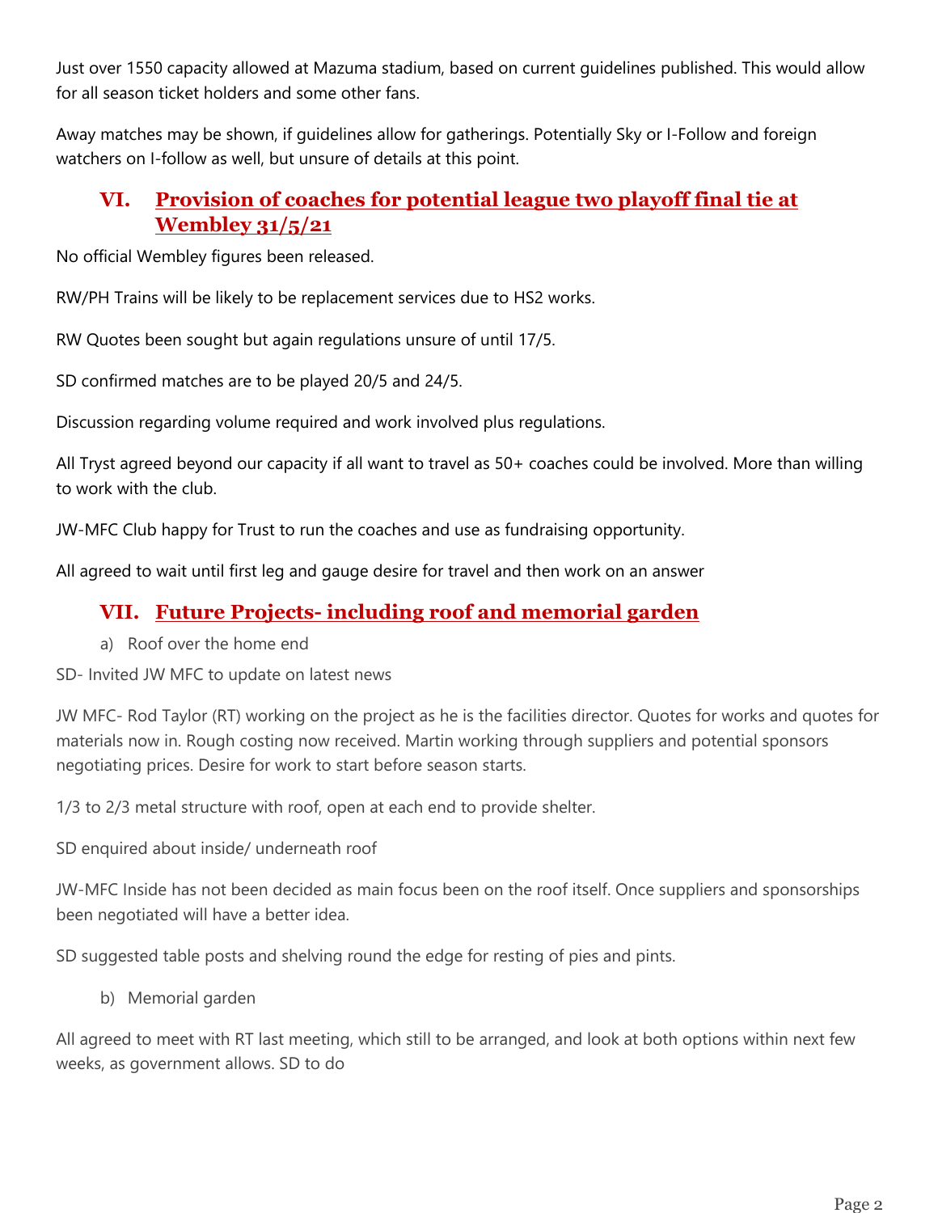Just over 1550 capacity allowed at Mazuma stadium, based on current guidelines published. This would allow for all season ticket holders and some other fans.

Away matches may be shown, if guidelines allow for gatherings. Potentially Sky or I-Follow and foreign watchers on I-follow as well, but unsure of details at this point.

## VI. Provision of coaches for potential league two playoff final tie at Wembley 31/5/21

No official Wembley figures been released.

RW/PH Trains will be likely to be replacement services due to HS2 works.

RW Quotes been sought but again regulations unsure of until 17/5.

SD confirmed matches are to be played 20/5 and 24/5.

Discussion regarding volume required and work involved plus regulations.

All Tryst agreed beyond our capacity if all want to travel as 50+ coaches could be involved. More than willing to work with the club.

JW-MFC Club happy for Trust to run the coaches and use as fundraising opportunity.

All agreed to wait until first leg and gauge desire for travel and then work on an answer

## VII. Future Projects- including roof and memorial garden

a) Roof over the home end

SD- Invited JW MFC to update on latest news

JW MFC- Rod Taylor (RT) working on the project as he is the facilities director. Quotes for works and quotes for materials now in. Rough costing now received. Martin working through suppliers and potential sponsors negotiating prices. Desire for work to start before season starts.

1/3 to 2/3 metal structure with roof, open at each end to provide shelter.

SD enquired about inside/ underneath roof

JW-MFC Inside has not been decided as main focus been on the roof itself. Once suppliers and sponsorships been negotiated will have a better idea.

SD suggested table posts and shelving round the edge for resting of pies and pints.

b) Memorial garden

All agreed to meet with RT last meeting, which still to be arranged, and look at both options within next few weeks, as government allows. SD to do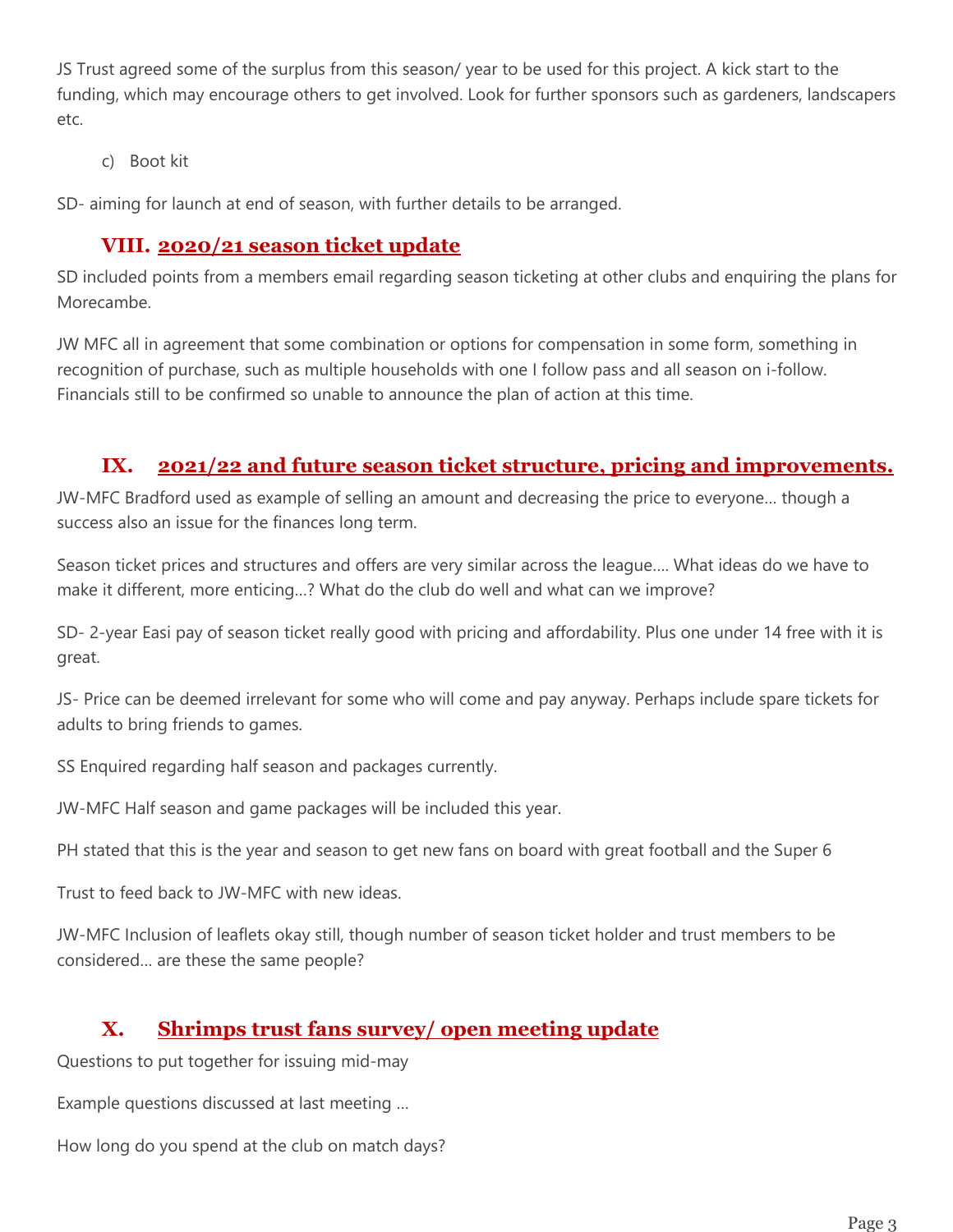JS Trust agreed some of the surplus from this season/ year to be used for this project. A kick start to the funding, which may encourage others to get involved. Look for further sponsors such as gardeners, landscapers etc.

c) Boot kit

SD- aiming for launch at end of season, with further details to be arranged.

## VIII. 2020/21 season ticket update

SD included points from a members email regarding season ticketing at other clubs and enquiring the plans for Morecambe.

JW MFC all in agreement that some combination or options for compensation in some form, something in recognition of purchase, such as multiple households with one I follow pass and all season on i-follow. Financials still to be confirmed so unable to announce the plan of action at this time.

## IX. 2021/22 and future season ticket structure, pricing and improvements.

JW-MFC Bradford used as example of selling an amount and decreasing the price to everyone… though a success also an issue for the finances long term.

Season ticket prices and structures and offers are very similar across the league…. What ideas do we have to make it different, more enticing…? What do the club do well and what can we improve?

SD- 2-year Easi pay of season ticket really good with pricing and affordability. Plus one under 14 free with it is great.

JS- Price can be deemed irrelevant for some who will come and pay anyway. Perhaps include spare tickets for adults to bring friends to games.

SS Enquired regarding half season and packages currently.

JW-MFC Half season and game packages will be included this year.

PH stated that this is the year and season to get new fans on board with great football and the Super 6

Trust to feed back to JW-MFC with new ideas.

JW-MFC Inclusion of leaflets okay still, though number of season ticket holder and trust members to be considered… are these the same people?

## X. Shrimps trust fans survey/ open meeting update

Questions to put together for issuing mid-may

Example questions discussed at last meeting …

How long do you spend at the club on match days?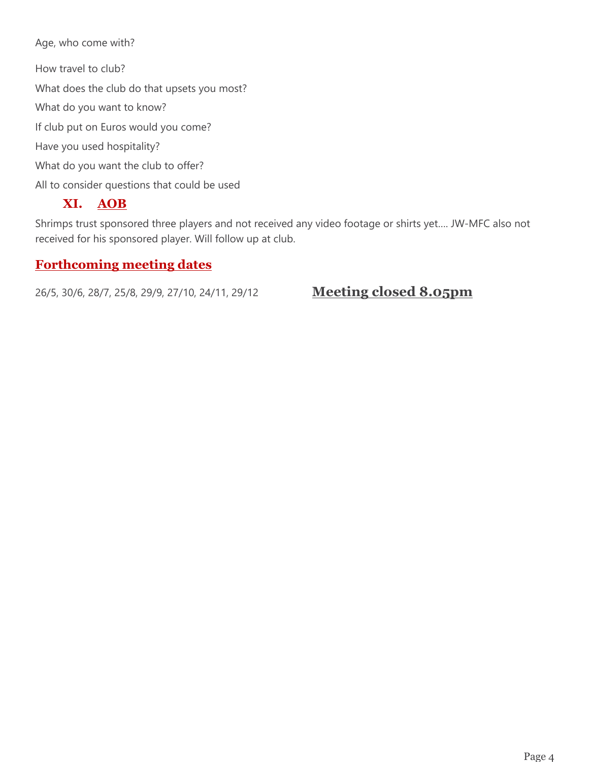Age, who come with?

How travel to club?

What does the club do that upsets you most?

What do you want to know?

If club put on Euros would you come?

Have you used hospitality?

What do you want the club to offer?

All to consider questions that could be used

## XI. AOB

Shrimps trust sponsored three players and not received any video footage or shirts yet…. JW-MFC also not received for his sponsored player. Will follow up at club.

## Forthcoming meeting dates

26/5, 30/6, 28/7, 25/8, 29/9, 27/10, 24/11, 29/12

**Meeting closed 8.05pm**